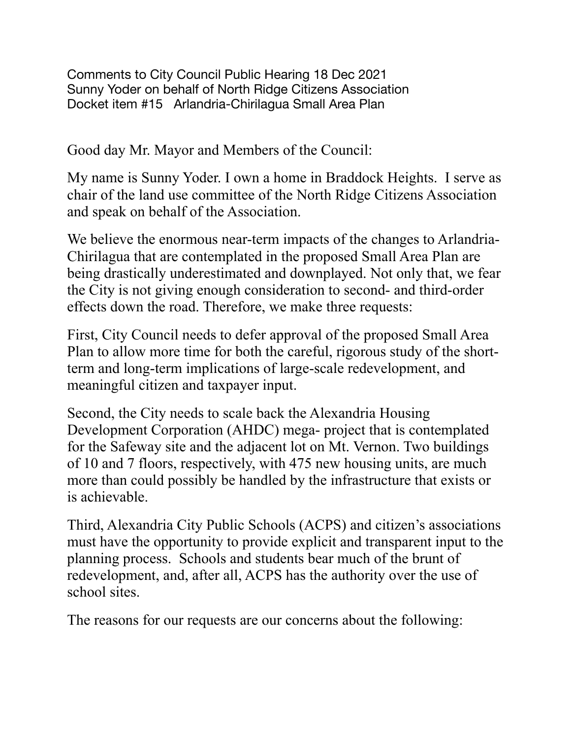Comments to City Council Public Hearing 18 Dec 2021
Sunny Yoder on behalf of North Ridge Citizens Association
Docket item #15 Arlandria-Chirilagua Small Area Plan

Good day Mr. Mayor and Members of the Council:

My name is Sunny Yoder. I own a home in Braddock Heights. I serve as chair of the land use committee of the North Ridge Citizens Association and speak on behalf of the Association.

We believe the enormous near-term impacts of the changes to Arlandria-Chirilagua that are contemplated in the proposed Small Area Plan are being drastically underestimated and downplayed. Not only that, we fear the City is not giving enough consideration to second- and third-order effects down the road. Therefore, we make three requests:

First, City Council needs to defer approval of the proposed Small Area Plan to allow more time for both the careful, rigorous study of the short-term and long-term implications of large-scale redevelopment, and meaningful citizen and taxpayer input.

Second, the City needs to scale back the Alexandria Housing Development Corporation (AHDC) mega- project that is contemplated for the Safeway site and the adjacent lot on Mt. Vernon. Two buildings of 10 and 7 floors, respectively, with 475 new housing units, are much more than could possibly be handled by the infrastructure that exists or is achievable.

Third, Alexandria City Public Schools (ACPS) and citizen's associations must have the opportunity to provide explicit and transparent input to the planning process. Schools and students bear much of the brunt of redevelopment, and, after all, ACPS has the authority over the use of school sites.

The reasons for our requests are our concerns about the following: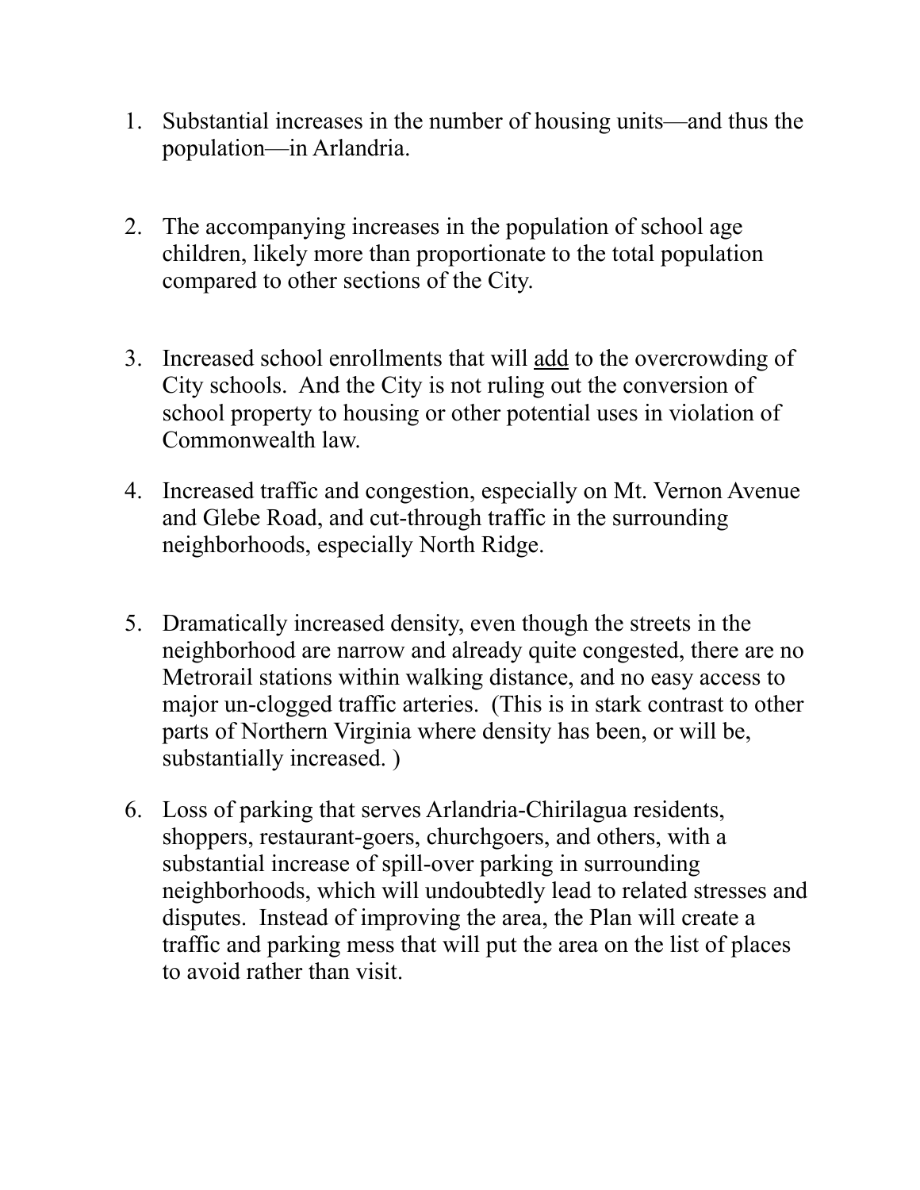1. Substantial increases in the number of housing units—and thus the population—in Arlandria.

2. The accompanying increases in the population of school age children, likely more than proportionate to the total population compared to other sections of the City.

3. Increased school enrollments that will <u>add</u> to the overcrowding of City schools. And the City is not ruling out the conversion of school property to housing or other potential uses in violation of Commonwealth law.

4. Increased traffic and congestion, especially on Mt. Vernon Avenue and Glebe Road, and cut-through traffic in the surrounding neighborhoods, especially North Ridge.

5. Dramatically increased density, even though the streets in the neighborhood are narrow and already quite congested, there are no Metrorail stations within walking distance, and no easy access to major un-clogged traffic arteries. (This is in stark contrast to other parts of Northern Virginia where density has been, or will be, substantially increased. )

6. Loss of parking that serves Arlandria-Chirilagua residents, shoppers, restaurant-goers, churchgoers, and others, with a substantial increase of spill-over parking in surrounding neighborhoods, which will undoubtedly lead to related stresses and disputes. Instead of improving the area, the Plan will create a traffic and parking mess that will put the area on the list of places to avoid rather than visit.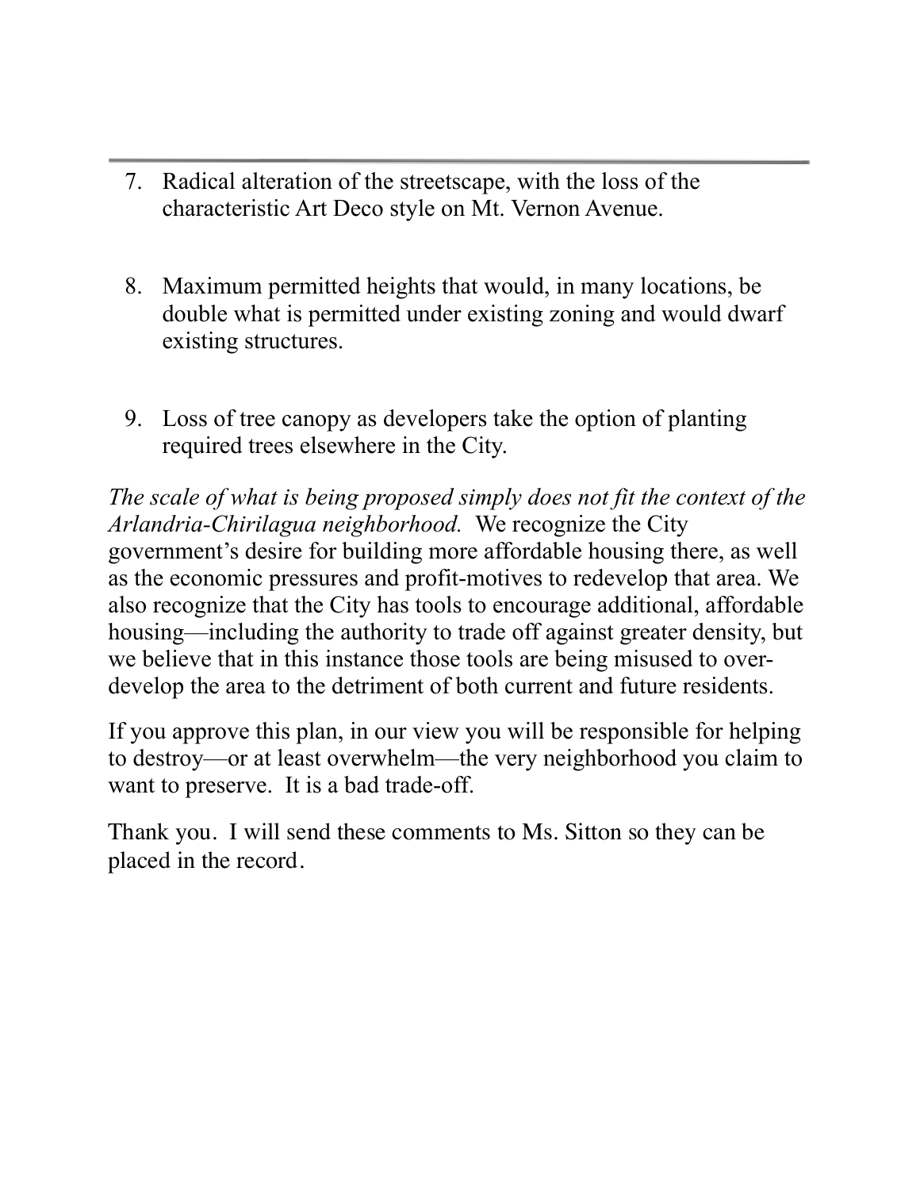7. Radical alteration of the streetscape, with the loss of the characteristic Art Deco style on Mt. Vernon Avenue.

8. Maximum permitted heights that would, in many locations, be double what is permitted under existing zoning and would dwarf existing structures.

9. Loss of tree canopy as developers take the option of planting required trees elsewhere in the City.

*The scale of what is being proposed simply does not fit the context of the Arlandria-Chirilagua neighborhood.* We recognize the City government's desire for building more affordable housing there, as well as the economic pressures and profit-motives to redevelop that area. We also recognize that the City has tools to encourage additional, affordable housing—including the authority to trade off against greater density, but we believe that in this instance those tools are being misused to over-develop the area to the detriment of both current and future residents.

If you approve this plan, in our view you will be responsible for helping to destroy—or at least overwhelm—the very neighborhood you claim to want to preserve. It is a bad trade-off.

Thank you. I will send these comments to Ms. Sitton so they can be placed in the record.